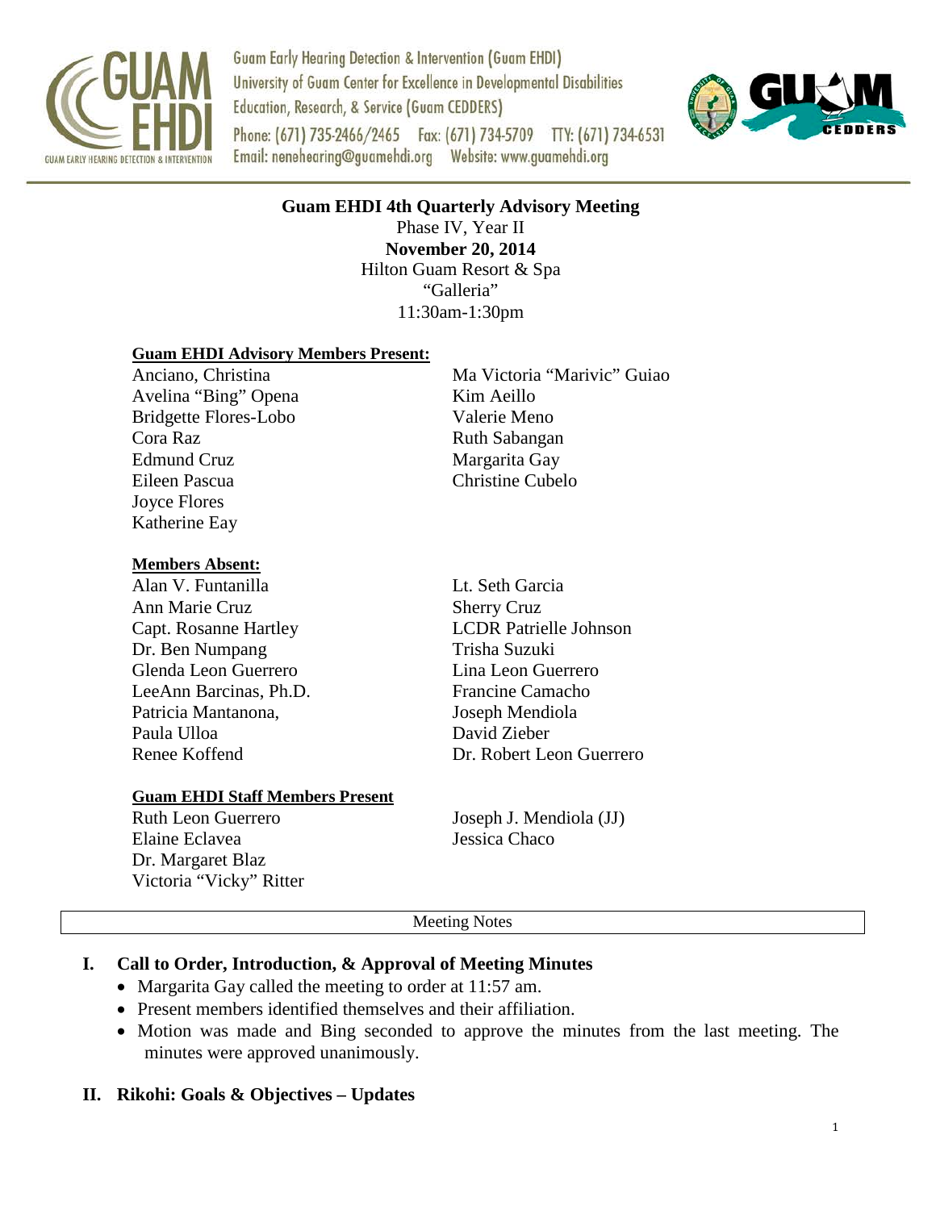Guam Early Hearing Detection & Intervention (Guam EHDI)
University of Guam Center for Excellence in Developmental Disabilities Education, Research, & Service (Guam CEDDERS)
Phone: (671) 735-2466/2465 Fax: (671) 734-5709 TTY: (671) 734-6531
Email: nenehearing@guamehdi.org Website: www.guamehdi.org

# Guam EHDI 4th Quarterly Advisory Meeting

Phase IV, Year II
**November 20, 2014**
Hilton Guam Resort & Spa
"Galleria"
11:30am-1:30pm

**Guam EHDI Advisory Members Present:**

Anciano, Christina
Avelina "Bing" Opena
Bridgette Flores-Lobo
Cora Raz
Edmund Cruz
Eileen Pascua
Joyce Flores
Katherine Eay
Ma Victoria "Marivic" Guiao
Kim Aeillo
Valerie Meno
Ruth Sabangan
Margarita Gay
Christine Cubelo

**Members Absent:**

Alan V. Funtanilla
Ann Marie Cruz
Capt. Rosanne Hartley
Dr. Ben Numpang
Glenda Leon Guerrero
LeeAnn Barcinas, Ph.D.
Patricia Mantanona,
Paula Ulloa
Renee Koffend
Lt. Seth Garcia
Sherry Cruz
LCDR Patrielle Johnson
Trisha Suzuki
Lina Leon Guerrero
Francine Camacho
Joseph Mendiola
David Zieber
Dr. Robert Leon Guerrero

**Guam EHDI Staff Members Present**

Ruth Leon Guerrero
Elaine Eclavea
Dr. Margaret Blaz
Victoria "Vicky" Ritter
Joseph J. Mendiola (JJ)
Jessica Chaco

Meeting Notes

## I. Call to Order, Introduction, & Approval of Meeting Minutes

- Margarita Gay called the meeting to order at 11:57 am.
- Present members identified themselves and their affiliation.
- Motion was made and Bing seconded to approve the minutes from the last meeting. The minutes were approved unanimously.

## II. Rikohi: Goals & Objectives – Updates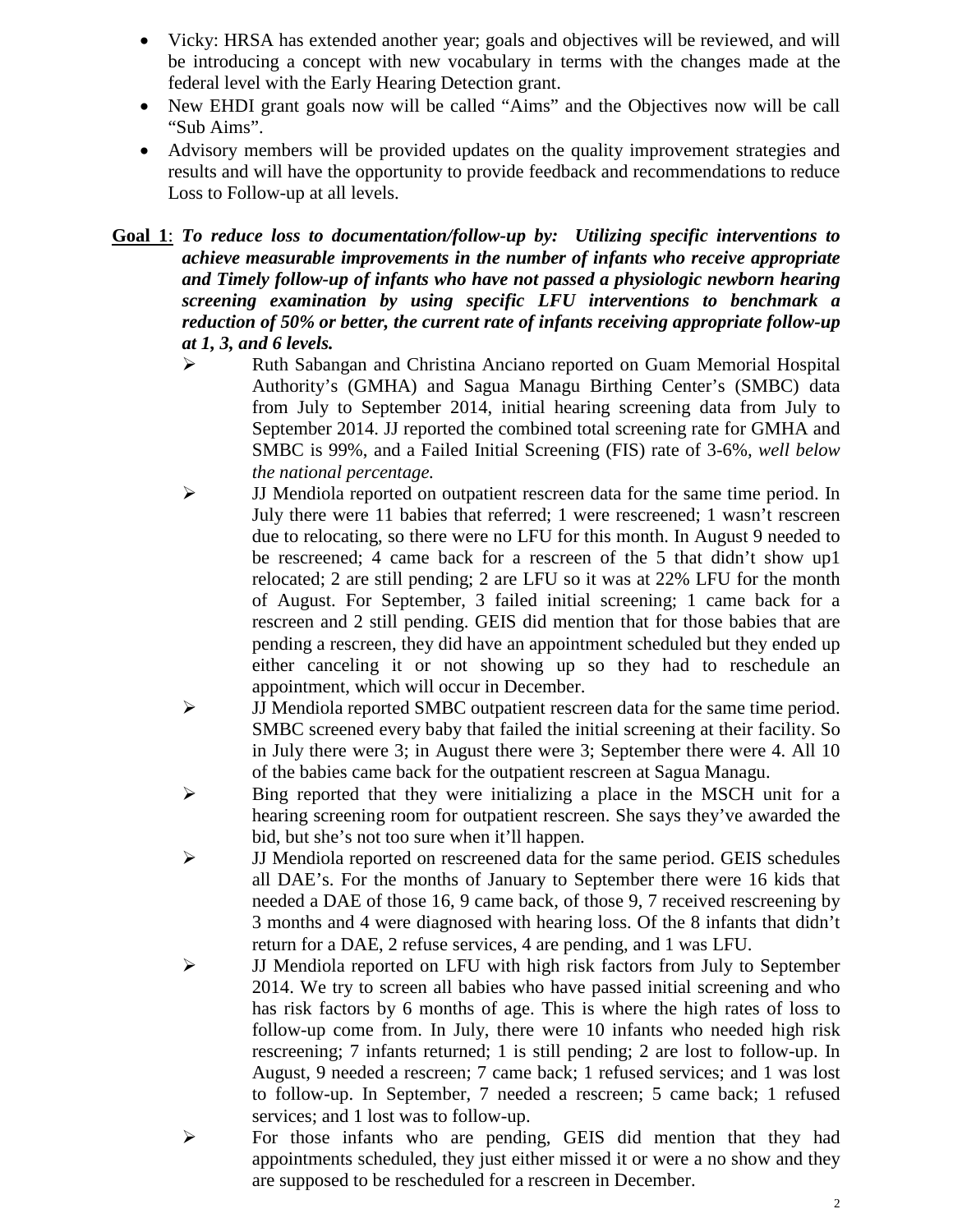- Vicky: HRSA has extended another year; goals and objectives will be reviewed, and will be introducing a concept with new vocabulary in terms with the changes made at the federal level with the Early Hearing Detection grant.
- New EHDI grant goals now will be called "Aims" and the Objectives now will be call "Sub Aims".
- Advisory members will be provided updates on the quality improvement strategies and results and will have the opportunity to provide feedback and recommendations to reduce Loss to Follow-up at all levels.

**Goal 1**: ***To reduce loss to documentation/follow-up by: Utilizing specific interventions to achieve measurable improvements in the number of infants who receive appropriate and Timely follow-up of infants who have not passed a physiologic newborn hearing screening examination by using specific LFU interventions to benchmark a reduction of 50% or better, the current rate of infants receiving appropriate follow-up at 1, 3, and 6 levels.***

- Ruth Sabangan and Christina Anciano reported on Guam Memorial Hospital Authority's (GMHA) and Sagua Managu Birthing Center's (SMBC) data from July to September 2014, initial hearing screening data from July to September 2014. JJ reported the combined total screening rate for GMHA and SMBC is 99%, and a Failed Initial Screening (FIS) rate of 3-6%, *well below the national percentage.*
- JJ Mendiola reported on outpatient rescreen data for the same time period. In July there were 11 babies that referred; 1 were rescreened; 1 wasn't rescreen due to relocating, so there were no LFU for this month. In August 9 needed to be rescreened; 4 came back for a rescreen of the 5 that didn't show up1 relocated; 2 are still pending; 2 are LFU so it was at 22% LFU for the month of August. For September, 3 failed initial screening; 1 came back for a rescreen and 2 still pending. GEIS did mention that for those babies that are pending a rescreen, they did have an appointment scheduled but they ended up either canceling it or not showing up so they had to reschedule an appointment, which will occur in December.
- JJ Mendiola reported SMBC outpatient rescreen data for the same time period. SMBC screened every baby that failed the initial screening at their facility. So in July there were 3; in August there were 3; September there were 4. All 10 of the babies came back for the outpatient rescreen at Sagua Managu.
- Bing reported that they were initializing a place in the MSCH unit for a hearing screening room for outpatient rescreen. She says they've awarded the bid, but she's not too sure when it'll happen.
- JJ Mendiola reported on rescreened data for the same period. GEIS schedules all DAE's. For the months of January to September there were 16 kids that needed a DAE of those 16, 9 came back, of those 9, 7 received rescreening by 3 months and 4 were diagnosed with hearing loss. Of the 8 infants that didn't return for a DAE, 2 refuse services, 4 are pending, and 1 was LFU.
- JJ Mendiola reported on LFU with high risk factors from July to September 2014. We try to screen all babies who have passed initial screening and who has risk factors by 6 months of age. This is where the high rates of loss to follow-up come from. In July, there were 10 infants who needed high risk rescreening; 7 infants returned; 1 is still pending; 2 are lost to follow-up. In August, 9 needed a rescreen; 7 came back; 1 refused services; and 1 was lost to follow-up. In September, 7 needed a rescreen; 5 came back; 1 refused services; and 1 lost was to follow-up.
- For those infants who are pending, GEIS did mention that they had appointments scheduled, they just either missed it or were a no show and they are supposed to be rescheduled for a rescreen in December.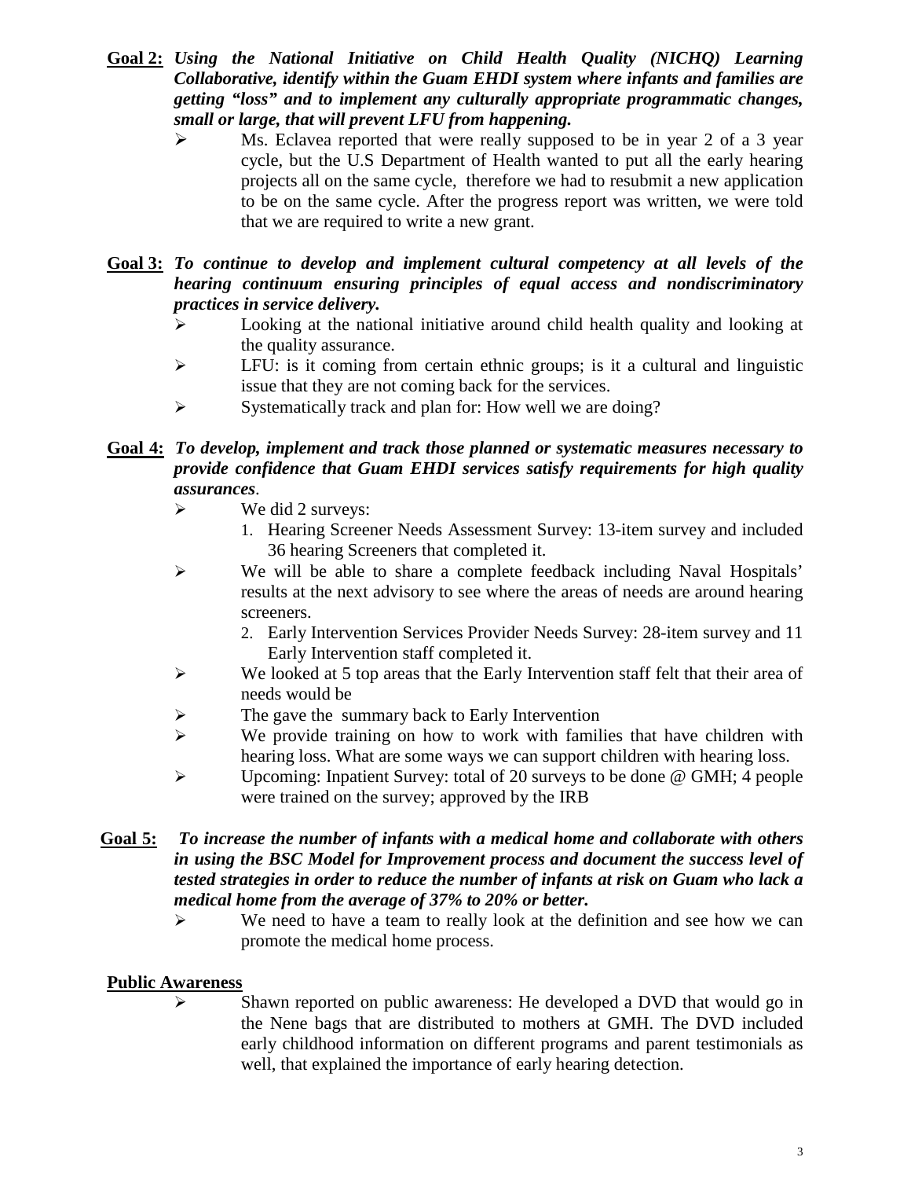**<u>Goal 2:</u>** ***Using the National Initiative on Child Health Quality (NICHQ) Learning Collaborative, identify within the Guam EHDI system where infants and families are getting "loss" and to implement any culturally appropriate programmatic changes, small or large, that will prevent LFU from happening.***

- Ms. Eclavea reported that were really supposed to be in year 2 of a 3 year cycle, but the U.S Department of Health wanted to put all the early hearing projects all on the same cycle, therefore we had to resubmit a new application to be on the same cycle. After the progress report was written, we were told that we are required to write a new grant.

**<u>Goal 3:</u>** ***To continue to develop and implement cultural competency at all levels of the hearing continuum ensuring principles of equal access and nondiscriminatory practices in service delivery.***

- Looking at the national initiative around child health quality and looking at the quality assurance.
- LFU: is it coming from certain ethnic groups; is it a cultural and linguistic issue that they are not coming back for the services.
- Systematically track and plan for: How well we are doing?

**<u>Goal 4:</u>** ***To develop, implement and track those planned or systematic measures necessary to provide confidence that Guam EHDI services satisfy requirements for high quality assurances.***

- We did 2 surveys:
  1. Hearing Screener Needs Assessment Survey: 13-item survey and included 36 hearing Screeners that completed it.
- We will be able to share a complete feedback including Naval Hospitals' results at the next advisory to see where the areas of needs are around hearing screeners.
  2. Early Intervention Services Provider Needs Survey: 28-item survey and 11 Early Intervention staff completed it.
- We looked at 5 top areas that the Early Intervention staff felt that their area of needs would be
- The gave the summary back to Early Intervention
- We provide training on how to work with families that have children with hearing loss. What are some ways we can support children with hearing loss.
- Upcoming: Inpatient Survey: total of 20 surveys to be done @ GMH; 4 people were trained on the survey; approved by the IRB

**<u>Goal 5:</u>** ***To increase the number of infants with a medical home and collaborate with others in using the BSC Model for Improvement process and document the success level of tested strategies in order to reduce the number of infants at risk on Guam who lack a medical home from the average of 37% to 20% or better.***

- We need to have a team to really look at the definition and see how we can promote the medical home process.

**<u>Public Awareness</u>**

- Shawn reported on public awareness: He developed a DVD that would go in the Nene bags that are distributed to mothers at GMH. The DVD included early childhood information on different programs and parent testimonials as well, that explained the importance of early hearing detection.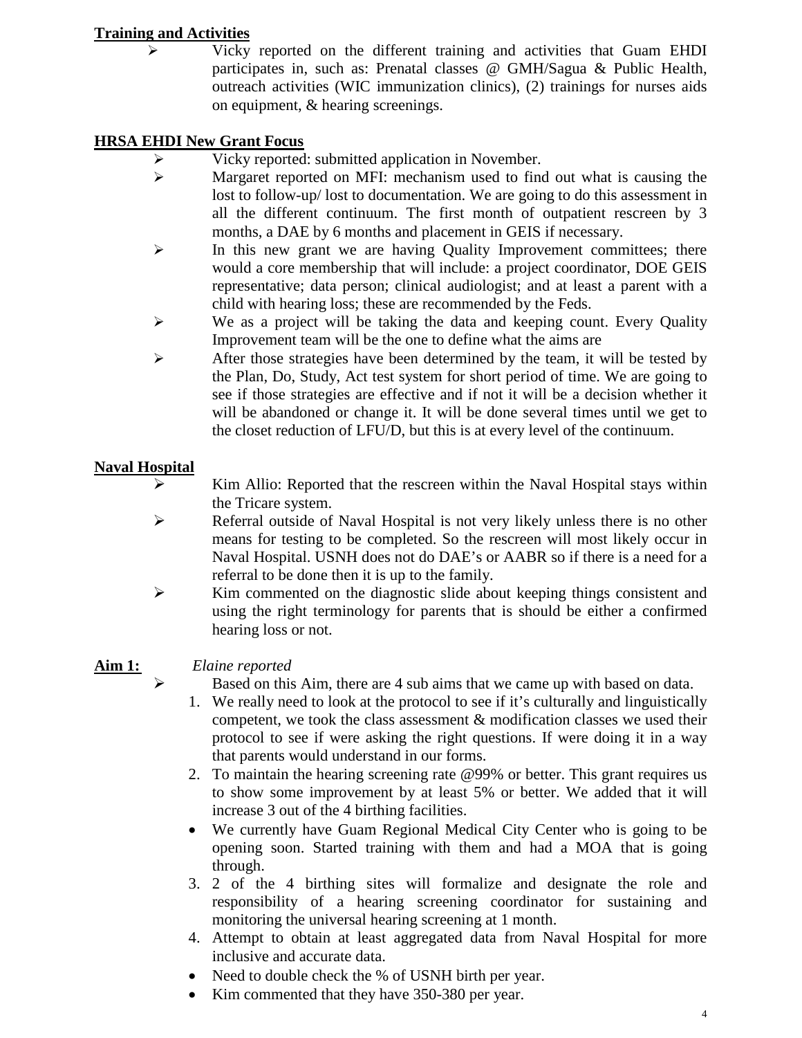**Training and Activities**

- Vicky reported on the different training and activities that Guam EHDI participates in, such as: Prenatal classes @ GMH/Sagua & Public Health, outreach activities (WIC immunization clinics), (2) trainings for nurses aids on equipment, & hearing screenings.

**HRSA EHDI New Grant Focus**

- Vicky reported: submitted application in November.
- Margaret reported on MFI: mechanism used to find out what is causing the lost to follow-up/ lost to documentation. We are going to do this assessment in all the different continuum. The first month of outpatient rescreen by 3 months, a DAE by 6 months and placement in GEIS if necessary.
- In this new grant we are having Quality Improvement committees; there would a core membership that will include: a project coordinator, DOE GEIS representative; data person; clinical audiologist; and at least a parent with a child with hearing loss; these are recommended by the Feds.
- We as a project will be taking the data and keeping count. Every Quality Improvement team will be the one to define what the aims are
- After those strategies have been determined by the team, it will be tested by the Plan, Do, Study, Act test system for short period of time. We are going to see if those strategies are effective and if not it will be a decision whether it will be abandoned or change it. It will be done several times until we get to the closet reduction of LFU/D, but this is at every level of the continuum.

**Naval Hospital**

- Kim Allio: Reported that the rescreen within the Naval Hospital stays within the Tricare system.
- Referral outside of Naval Hospital is not very likely unless there is no other means for testing to be completed. So the rescreen will most likely occur in Naval Hospital. USNH does not do DAE's or AABR so if there is a need for a referral to be done then it is up to the family.
- Kim commented on the diagnostic slide about keeping things consistent and using the right terminology for parents that is should be either a confirmed hearing loss or not.

**Aim 1:** *Elaine reported*

- Based on this Aim, there are 4 sub aims that we came up with based on data.

1. We really need to look at the protocol to see if it's culturally and linguistically competent, we took the class assessment & modification classes we used their protocol to see if were asking the right questions. If were doing it in a way that parents would understand in our forms.
2. To maintain the hearing screening rate @99% or better. This grant requires us to show some improvement by at least 5% or better. We added that it will increase 3 out of the 4 birthing facilities.
   - We currently have Guam Regional Medical City Center who is going to be opening soon. Started training with them and had a MOA that is going through.
3. 2 of the 4 birthing sites will formalize and designate the role and responsibility of a hearing screening coordinator for sustaining and monitoring the universal hearing screening at 1 month.
4. Attempt to obtain at least aggregated data from Naval Hospital for more inclusive and accurate data.
   - Need to double check the % of USNH birth per year.
   - Kim commented that they have 350-380 per year.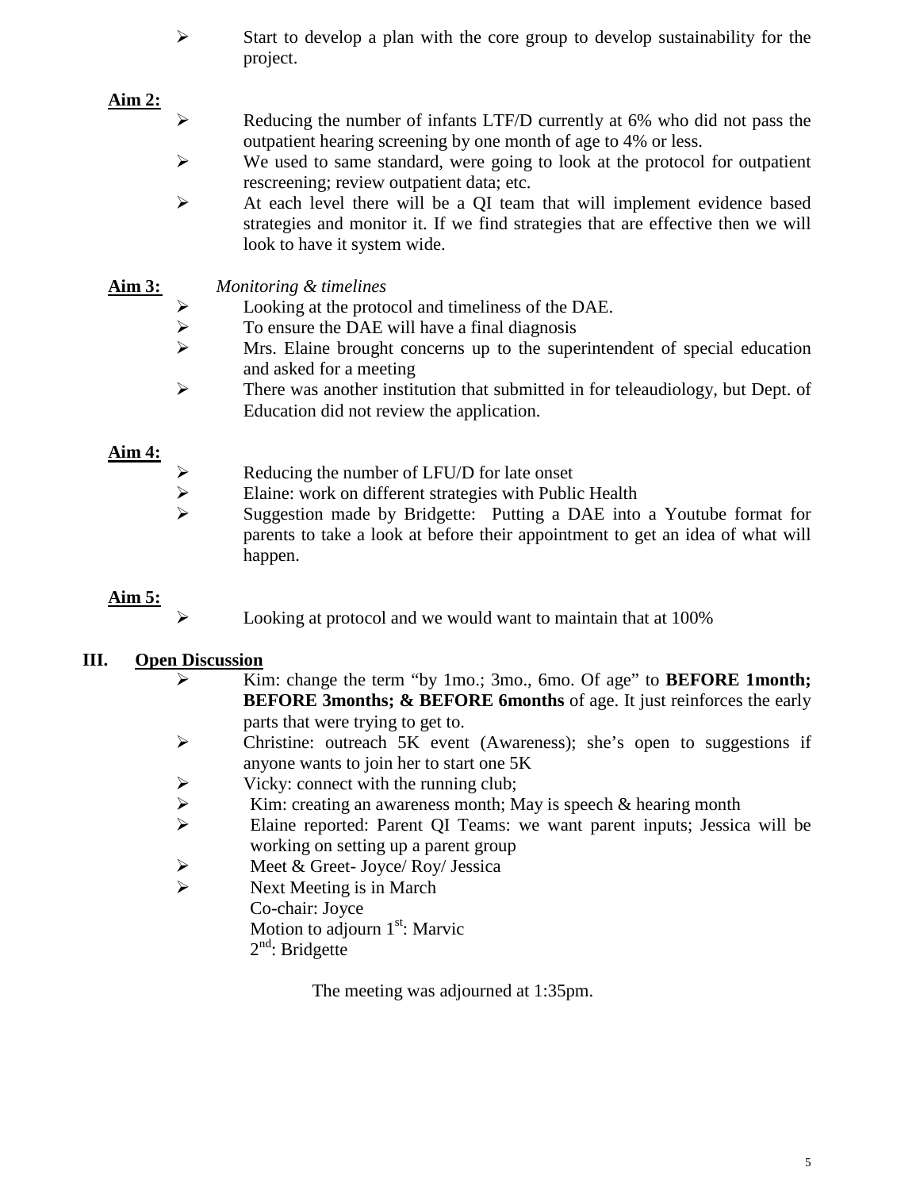- Start to develop a plan with the core group to develop sustainability for the project.

**Aim 2:**

- Reducing the number of infants LTF/D currently at 6% who did not pass the outpatient hearing screening by one month of age to 4% or less.
- We used to same standard, were going to look at the protocol for outpatient rescreening; review outpatient data; etc.
- At each level there will be a QI team that will implement evidence based strategies and monitor it. If we find strategies that are effective then we will look to have it system wide.

**Aim 3:** *Monitoring & timelines*

- Looking at the protocol and timeliness of the DAE.
- To ensure the DAE will have a final diagnosis
- Mrs. Elaine brought concerns up to the superintendent of special education and asked for a meeting
- There was another institution that submitted in for teleaudiology, but Dept. of Education did not review the application.

**Aim 4:**

- Reducing the number of LFU/D for late onset
- Elaine: work on different strategies with Public Health
- Suggestion made by Bridgette: Putting a DAE into a Youtube format for parents to take a look at before their appointment to get an idea of what will happen.

**Aim 5:**

- Looking at protocol and we would want to maintain that at 100%

## III. Open Discussion

- Kim: change the term "by 1mo.; 3mo., 6mo. Of age" to **BEFORE 1month; BEFORE 3months; & BEFORE 6months** of age. It just reinforces the early parts that were trying to get to.
- Christine: outreach 5K event (Awareness); she's open to suggestions if anyone wants to join her to start one 5K
- Vicky: connect with the running club;
- Kim: creating an awareness month; May is speech & hearing month
- Elaine reported: Parent QI Teams: we want parent inputs; Jessica will be working on setting up a parent group
- Meet & Greet- Joyce/ Roy/ Jessica
- Next Meeting is in March
  Co-chair: Joyce
  Motion to adjourn 1st: Marvic
  2nd: Bridgette

The meeting was adjourned at 1:35pm.